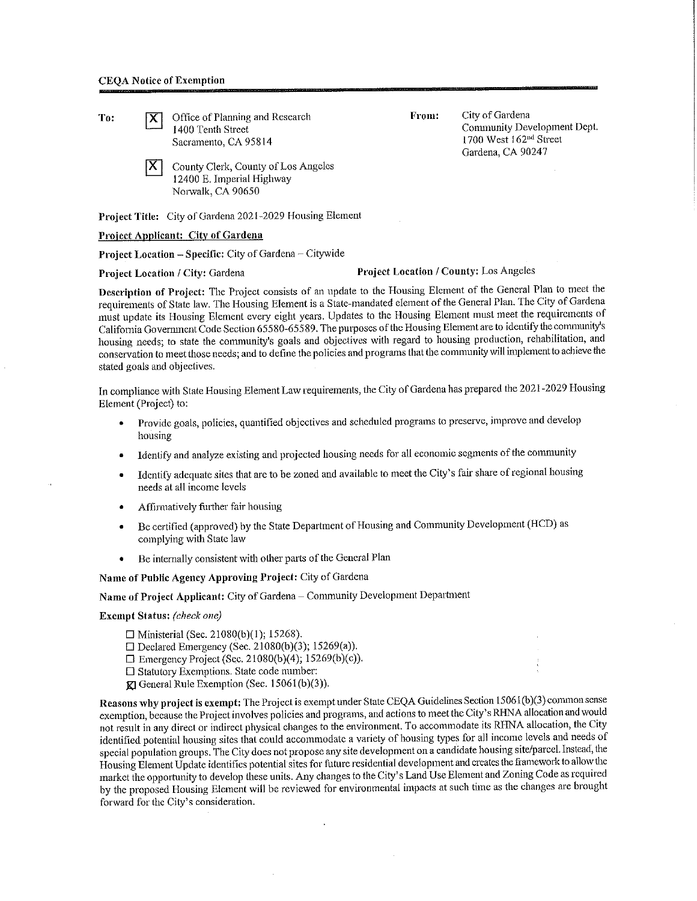## CEQA Notice of Exemption

**To:**

[X] Office of Planning and Research
1400 Tenth Street
Sacramento, CA 95814

[X] County Clerk, County of Los Angeles
12400 E. Imperial Highway
Norwalk, CA 90650

**From:**

City of Gardena
Community Development Dept.
1700 West 162nd Street
Gardena, CA 90247

**Project Title:** City of Gardena 2021-2029 Housing Element

**Project Applicant: City of Gardena**

**Project Location – Specific:** City of Gardena – Citywide

**Project Location / City:** Gardena

**Project Location / County:** Los Angeles

**Description of Project:** The Project consists of an update to the Housing Element of the General Plan to meet the requirements of State law. The Housing Element is a State-mandated element of the General Plan. The City of Gardena must update its Housing Element every eight years. Updates to the Housing Element must meet the requirements of California Government Code Section 65580-65589. The purposes of the Housing Element are to identify the community's housing needs; to state the community's goals and objectives with regard to housing production, rehabilitation, and conservation to meet those needs; and to define the policies and programs that the community will implement to achieve the stated goals and objectives.

In compliance with State Housing Element Law requirements, the City of Gardena has prepared the 2021-2029 Housing Element (Project) to:

- Provide goals, policies, quantified objectives and scheduled programs to preserve, improve and develop housing
- Identify and analyze existing and projected housing needs for all economic segments of the community
- Identify adequate sites that are to be zoned and available to meet the City's fair share of regional housing needs at all income levels
- Affirmatively further fair housing
- Be certified (approved) by the State Department of Housing and Community Development (HCD) as complying with State law
- Be internally consistent with other parts of the General Plan

**Name of Public Agency Approving Project:** City of Gardena

**Name of Project Applicant:** City of Gardena – Community Development Department

**Exempt Status:** *(check one)*

- ☐ Ministerial (Sec. 21080(b)(1); 15268).
- ☐ Declared Emergency (Sec. 21080(b)(3); 15269(a)).
- ☐ Emergency Project (Sec. 21080(b)(4); 15269(b)(c)).
- ☐ Statutory Exemptions. State code number:
- ☒ General Rule Exemption (Sec. 15061(b)(3)).

**Reasons why project is exempt:** The Project is exempt under State CEQA Guidelines Section 15061(b)(3) common sense exemption, because the Project involves policies and programs, and actions to meet the City's RHNA allocation and would not result in any direct or indirect physical changes to the environment. To accommodate its RHNA allocation, the City identified potential housing sites that could accommodate a variety of housing types for all income levels and needs of special population groups. The City does not propose any site development on a candidate housing site/parcel. Instead, the Housing Element Update identifies potential sites for future residential development and creates the framework to allow the market the opportunity to develop these units. Any changes to the City's Land Use Element and Zoning Code as required by the proposed Housing Element will be reviewed for environmental impacts at such time as the changes are brought forward for the City's consideration.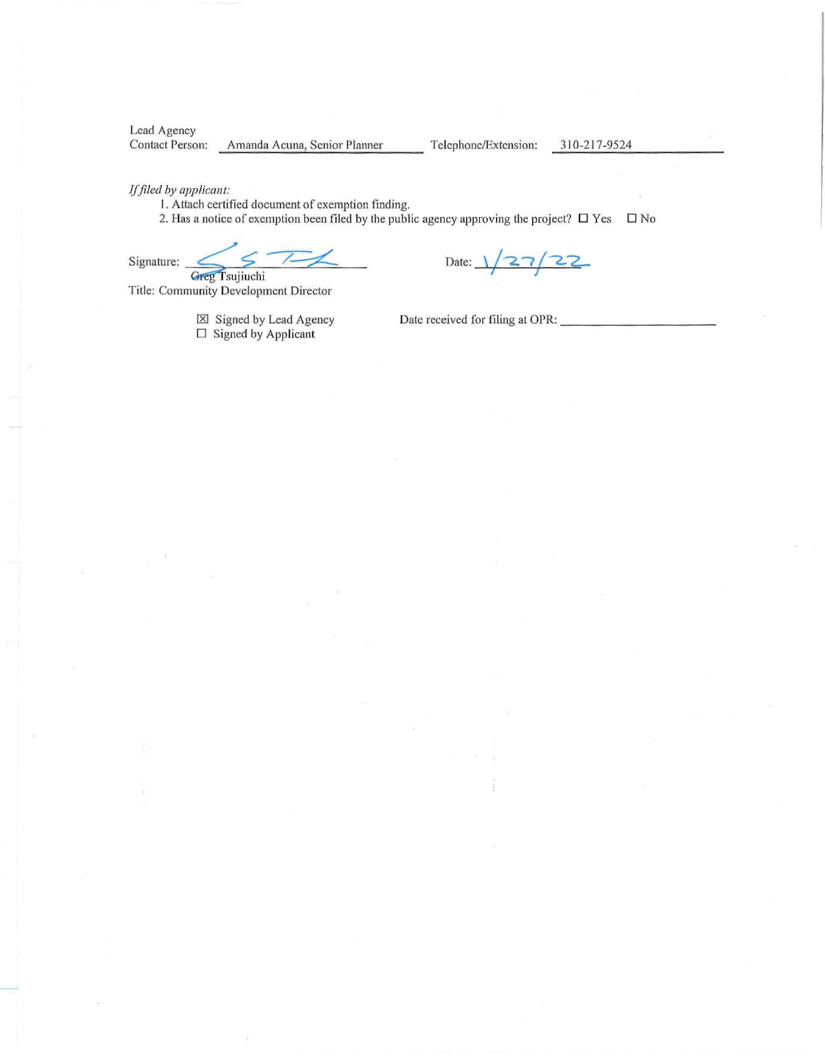Lead Agency
Contact Person: Amanda Acuna, Senior Planner Telephone/Extension: 310-217-9524

*If filed by applicant:*

1. Attach certified document of exemption finding.
2. Has a notice of exemption been filed by the public agency approving the project? ☐ Yes ☐ No

Signature: ____________________ Date: 1/27/22
Greg Tsujiuchi
Title: Community Development Director

☒ Signed by Lead Agency
☐ Signed by Applicant

Date received for filing at OPR: ____________________